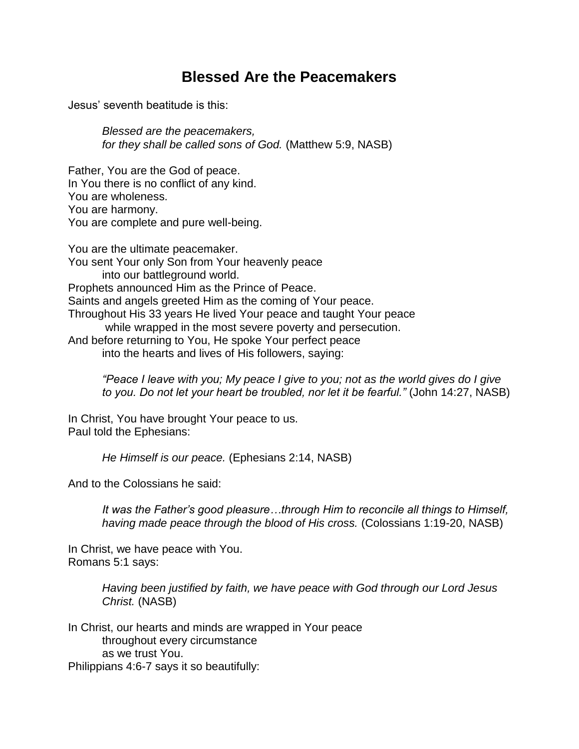# Blessed Are the Peacemakers

Jesus' seventh beatitude is this:

> *Blessed are the peacemakers,*
> *for they shall be called sons of God.* (Matthew 5:9, NASB)

Father, You are the God of peace.
In You there is no conflict of any kind.
You are wholeness.
You are harmony.
You are complete and pure well-being.

You are the ultimate peacemaker.
You sent Your only Son from Your heavenly peace
    into our battleground world.
Prophets announced Him as the Prince of Peace.
Saints and angels greeted Him as the coming of Your peace.
Throughout His 33 years He lived Your peace and taught Your peace
    while wrapped in the most severe poverty and persecution.
And before returning to You, He spoke Your perfect peace
    into the hearts and lives of His followers, saying:

> *"Peace I leave with you; My peace I give to you; not as the world gives do I give to you. Do not let your heart be troubled, nor let it be fearful."* (John 14:27, NASB)

In Christ, You have brought Your peace to us.
Paul told the Ephesians:

> *He Himself is our peace.* (Ephesians 2:14, NASB)

And to the Colossians he said:

> *It was the Father's good pleasure…through Him to reconcile all things to Himself, having made peace through the blood of His cross.* (Colossians 1:19-20, NASB)

In Christ, we have peace with You.
Romans 5:1 says:

> *Having been justified by faith, we have peace with God through our Lord Jesus Christ.* (NASB)

In Christ, our hearts and minds are wrapped in Your peace
    throughout every circumstance
    as we trust You.
Philippians 4:6-7 says it so beautifully: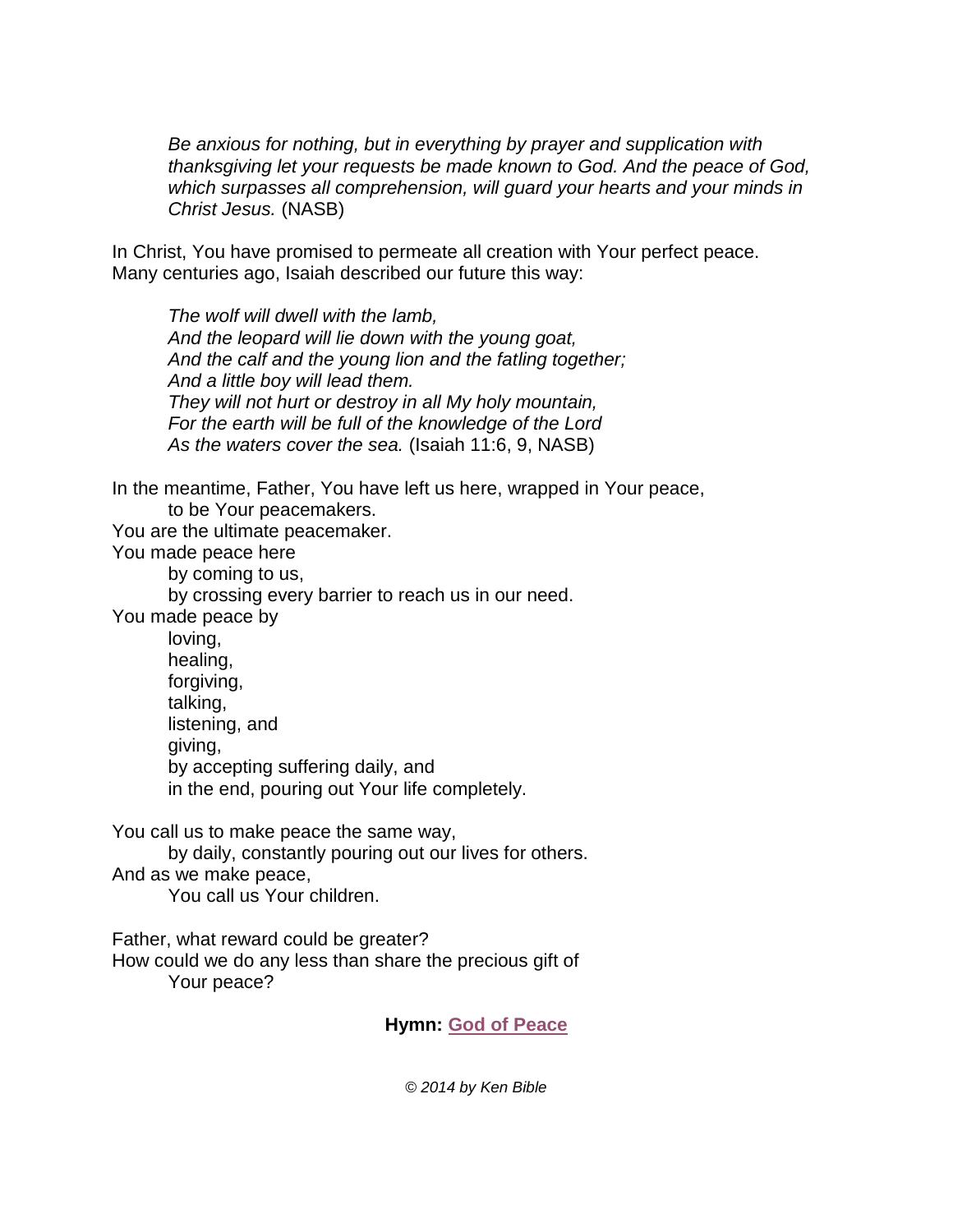> *Be anxious for nothing, but in everything by prayer and supplication with thanksgiving let your requests be made known to God. And the peace of God, which surpasses all comprehension, will guard your hearts and your minds in Christ Jesus.* (NASB)

In Christ, You have promised to permeate all creation with Your perfect peace. Many centuries ago, Isaiah described our future this way:

> *The wolf will dwell with the lamb,*
> *And the leopard will lie down with the young goat,*
> *And the calf and the young lion and the fatling together;*
> *And a little boy will lead them.*
> *They will not hurt or destroy in all My holy mountain,*
> *For the earth will be full of the knowledge of the Lord*
> *As the waters cover the sea.* (Isaiah 11:6, 9, NASB)

In the meantime, Father, You have left us here, wrapped in Your peace,
    to be Your peacemakers.
You are the ultimate peacemaker.
You made peace here
    by coming to us,
    by crossing every barrier to reach us in our need.
You made peace by
    loving,
    healing,
    forgiving,
    talking,
    listening, and
    giving,
    by accepting suffering daily, and
    in the end, pouring out Your life completely.

You call us to make peace the same way,
    by daily, constantly pouring out our lives for others.
And as we make peace,
    You call us Your children.

Father, what reward could be greater?
How could we do any less than share the precious gift of
    Your peace?

**Hymn: God of Peace**

*© 2014 by Ken Bible*